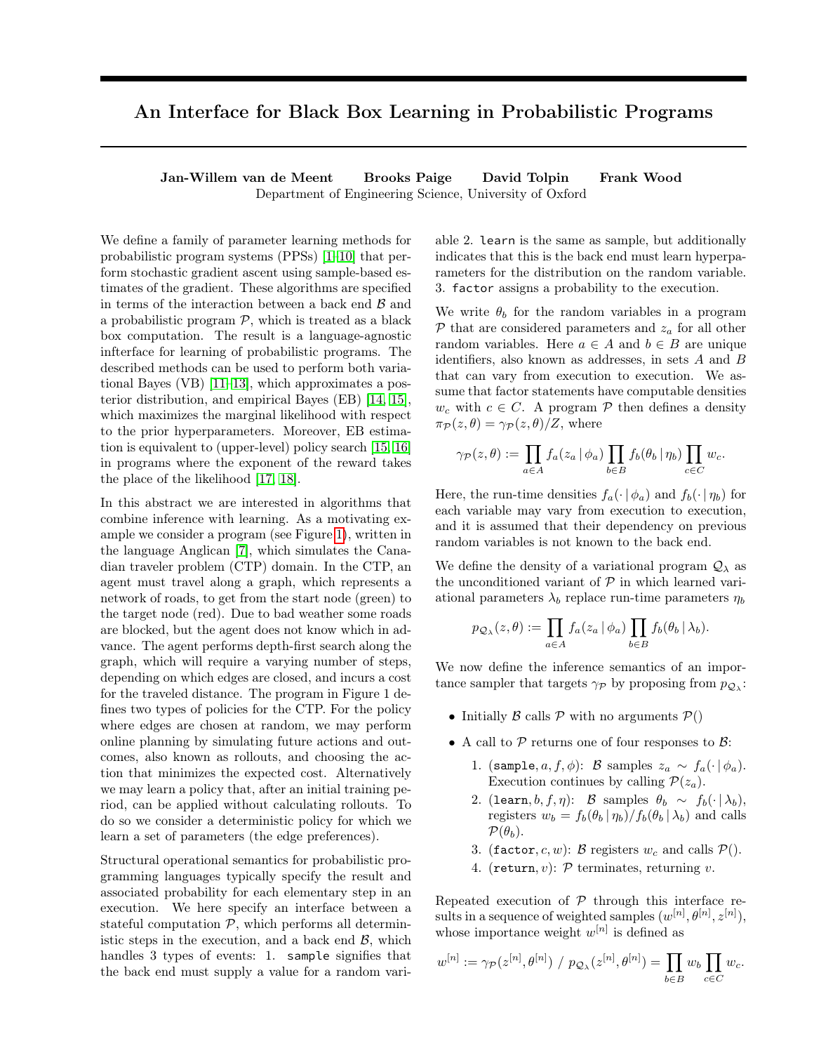# An Interface for Black Box Learning in Probabilistic Programs

**Jan-Willem van de Meent Brooks Paige David Tolpin Frank Wood**
Department of Engineering Science, University of Oxford

We define a family of parameter learning methods for probabilistic program systems (PPSs) [1–10] that perform stochastic gradient ascent using sample-based estimates of the gradient. These algorithms are specified in terms of the interaction between a back end $\mathcal{B}$ and a probabilistic program $\mathcal{P}$, which is treated as a black box computation. The result is a language-agnostic infterface for learning of probabilistic programs. The described methods can be used to perform both variational Bayes (VB) [11–13], which approximates a posterior distribution, and empirical Bayes (EB) [14, 15], which maximizes the marginal likelihood with respect to the prior hyperparameters. Moreover, EB estimation is equivalent to (upper-level) policy search [15, 16] in programs where the exponent of the reward takes the place of the likelihood [17, 18].

In this abstract we are interested in algorithms that combine inference with learning. As a motivating example we consider a program (see Figure 1), written in the language Anglican [7], which simulates the Canadian traveler problem (CTP) domain. In the CTP, an agent must travel along a graph, which represents a network of roads, to get from the start node (green) to the target node (red). Due to bad weather some roads are blocked, but the agent does not know which in advance. The agent performs depth-first search along the graph, which will require a varying number of steps, depending on which edges are closed, and incurs a cost for the traveled distance. The program in Figure 1 defines two types of policies for the CTP. For the policy where edges are chosen at random, we may perform online planning by simulating future actions and outcomes, also known as rollouts, and choosing the action that minimizes the expected cost. Alternatively we may learn a policy that, after an initial training period, can be applied without calculating rollouts. To do so we consider a deterministic policy for which we learn a set of parameters (the edge preferences).

Structural operational semantics for probabilistic programming languages typically specify the result and associated probability for each elementary step in an execution. We here specify an interface between a stateful computation $\mathcal{P}$, which performs all deterministic steps in the execution, and a back end $\mathcal{B}$, which handles 3 types of events: 1. `sample` signifies that the back end must supply a value for a random variable 2. `learn` is the same as sample, but additionally indicates that this is the back end must learn hyperparameters for the distribution on the random variable. 3. `factor` assigns a probability to the execution.

We write $\theta_b$ for the random variables in a program $\mathcal{P}$ that are considered parameters and $z_a$ for all other random variables. Here $a \in A$ and $b \in B$ are unique identifiers, also known as addresses, in sets $A$ and $B$ that can vary from execution to execution. We assume that factor statements have computable densities $w_c$ with $c \in C$. A program $\mathcal{P}$ then defines a density $\pi_{\mathcal{P}}(z, \theta) = \gamma_{\mathcal{P}}(z, \theta)/Z$, where

$$\gamma_{\mathcal{P}}(z, \theta) := \prod_{a \in A} f_a(z_a \,|\, \phi_a) \prod_{b \in B} f_b(\theta_b \,|\, \eta_b) \prod_{c \in C} w_c.$$

Here, the run-time densities $f_a(\cdot \,|\, \phi_a)$ and $f_b(\cdot \,|\, \eta_b)$ for each variable may vary from execution to execution, and it is assumed that their dependency on previous random variables is not known to the back end.

We define the density of a variational program $\mathcal{Q}_\lambda$ as the unconditioned variant of $\mathcal{P}$ in which learned variational parameters $\lambda_b$ replace run-time parameters $\eta_b$

$$p_{\mathcal{Q}_\lambda}(z, \theta) := \prod_{a \in A} f_a(z_a \,|\, \phi_a) \prod_{b \in B} f_b(\theta_b \,|\, \lambda_b).$$

We now define the inference semantics of an importance sampler that targets $\gamma_{\mathcal{P}}$ by proposing from $p_{\mathcal{Q}_\lambda}$:

- Initially $\mathcal{B}$ calls $\mathcal{P}$ with no arguments $\mathcal{P}()$
- A call to $\mathcal{P}$ returns one of four responses to $\mathcal{B}$:
  1. $(\texttt{sample}, a, f, \phi)$: $\mathcal{B}$ samples $z_a \sim f_a(\cdot \,|\, \phi_a)$. Execution continues by calling $\mathcal{P}(z_a)$.
  2. $(\texttt{learn}, b, f, \eta)$: $\mathcal{B}$ samples $\theta_b \sim f_b(\cdot \,|\, \lambda_b)$, registers $w_b = f_b(\theta_b \,|\, \eta_b)/f_b(\theta_b \,|\, \lambda_b)$ and calls $\mathcal{P}(\theta_b)$.
  3. $(\texttt{factor}, c, w)$: $\mathcal{B}$ registers $w_c$ and calls $\mathcal{P}()$.
  4. $(\texttt{return}, v)$: $\mathcal{P}$ terminates, returning $v$.

Repeated execution of $\mathcal{P}$ through this interface results in a sequence of weighted samples $(w^{[n]}, \theta^{[n]}, z^{[n]})$, whose importance weight $w^{[n]}$ is defined as

$$w^{[n]} := \gamma_{\mathcal{P}}(z^{[n]}, \theta^{[n]}) \;/\; p_{\mathcal{Q}_\lambda}(z^{[n]}, \theta^{[n]}) = \prod_{b \in B} w_b \prod_{c \in C} w_c.$$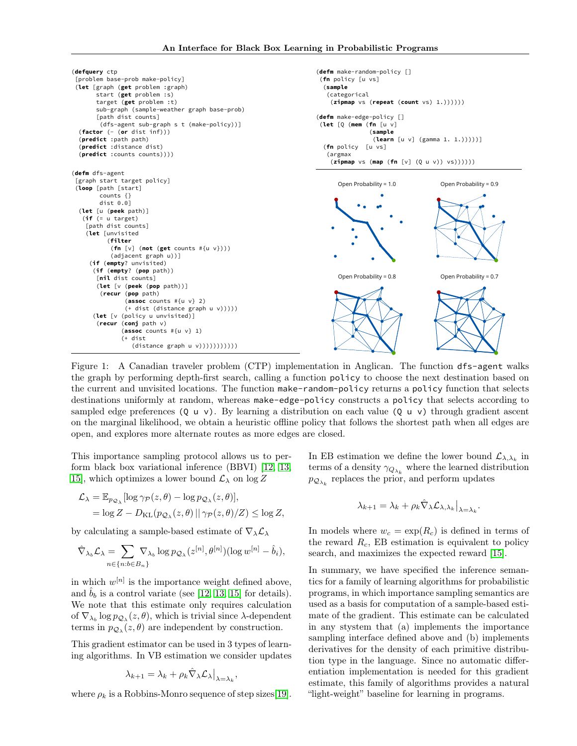```
(defquery ctp
 [problem base-prob make-policy]
 (let [graph (get problem :graph)
       start (get problem :s)
       target (get problem :t)
       sub-graph (sample-weather graph base-prob)
       [path dist counts]
        (dfs-agent sub-graph s t (make-policy))]
  (factor (- (or dist inf)))
  (predict :path path)
  (predict :distance dist)
  (predict :counts counts)))

(defm dfs-agent
 [graph start target policy]
 (loop [path [start]
        counts {}
        dist 0.0]
  (let [u (peek path)]
   (if (= u target)
    [path dist counts]
    (let [unvisited
          (filter
           (fn [v] (not (get counts #{u v})))
           (adjacent graph u))]
     (if (empty? unvisited)
      (if (empty? (pop path))
       [nil dist counts]
       (let [v (peek (pop path))]
        (recur (pop path)
               (assoc counts #{u v} 2)
               (+ dist (distance graph u v)))))
      (let [v (policy u unvisited)]
       (recur (conj path v)
              (assoc counts #{u v} 1)
              (+ dist
                 (distance graph u v)))))))))
```

```
(defm make-random-policy []
 (fn policy [u vs]
  (sample
   (categorical
    (zipmap vs (repeat (count vs) 1.))))))

(defm make-edge-policy []
 (let [Q (mem (fn [u v]
               (sample
                (learn [u v] (gamma 1. 1.)))))]
  (fn policy  [u vs]
   (argmax
    (zipmap vs (map (fn [v] (Q u v)) vs))))))
```

Open Probability = 1.0 | Open Probability = 0.9 | Open Probability = 0.8 | Open Probability = 0.7

Figure 1: A Canadian traveler problem (CTP) implementation in Anglican. The function `dfs-agent` walks the graph by performing depth-first search, calling a function `policy` to choose the next destination based on the current and unvisited locations. The function `make-random-policy` returns a `policy` function that selects destinations uniformly at random, whereas `make-edge-policy` constructs a `policy` that selects according to sampled edge preferences `(Q u v)`. By learning a distribution on each value `(Q u v)` through gradient ascent on the marginal likelihood, we obtain a heuristic offline policy that follows the shortest path when all edges are open, and explores more alternate routes as more edges are closed.

This importance sampling protocol allows us to perform black box variational inference (BBVI) [12, 13, 15], which optimizes a lower bound $\mathcal{L}_\lambda$ on $\log Z$

$$
\begin{aligned}
\mathcal{L}_\lambda &= \mathbb{E}_{p_{\mathcal{Q}_\lambda}}[\log \gamma_{\mathcal{P}}(z,\theta) - \log p_{\mathcal{Q}_\lambda}(z,\theta)], \\
&= \log Z - D_{\mathrm{KL}}(p_{\mathcal{Q}_\lambda}(z,\theta) \,||\, \gamma_{\mathcal{P}}(z,\theta)/Z) \le \log Z,
\end{aligned}
$$

by calculating a sample-based estimate of $\nabla_\lambda \mathcal{L}_\lambda$

$$
\hat{\nabla}_{\lambda_b} \mathcal{L}_\lambda = \sum_{n \in \{n : b \in B_n\}} \nabla_{\lambda_b} \log p_{\mathcal{Q}_\lambda}(z^{[n]}, \theta^{[n]})(\log w^{[n]} - \hat{b}_i),
$$

in which $w^{[n]}$ is the importance weight defined above, and $\hat{b}_b$ is a control variate (see [12, 13, 15] for details). We note that this estimate only requires calculation of $\nabla_{\lambda_b} \log p_{\mathcal{Q}_\lambda}(z,\theta)$, which is trivial since $\lambda$-dependent terms in $p_{\mathcal{Q}_\lambda}(z,\theta)$ are independent by construction.

This gradient estimator can be used in 3 types of learning algorithms. In VB estimation we consider updates

$$
\lambda_{k+1} = \lambda_k + \rho_k \hat{\nabla}_\lambda \mathcal{L}_\lambda \big|_{\lambda=\lambda_k},
$$

where $\rho_k$ is a Robbins-Monro sequence of step sizes[19].

In EB estimation we define the lower bound $\mathcal{L}_{\lambda,\lambda_k}$ in terms of a density $\gamma_{\mathcal{Q}_{\lambda_k}}$ where the learned distribution $p_{\mathcal{Q}_{\lambda_k}}$ replaces the prior, and perform updates

$$
\lambda_{k+1} = \lambda_k + \rho_k \hat{\nabla}_\lambda \mathcal{L}_{\lambda,\lambda_k} \big|_{\lambda=\lambda_k}.
$$

In models where $w_c = \exp(R_c)$ is defined in terms of the reward $R_c$, EB estimation is equivalent to policy search, and maximizes the expected reward [15].

In summary, we have specified the inference semantics for a family of learning algorithms for probabilistic programs, in which importance sampling semantics are used as a basis for computation of a sample-based estimate of the gradient. This estimate can be calculated in any system that (a) implements the importance sampling interface defined above and (b) implements derivatives for the density of each primitive distribution type in the language. Since no automatic differentiation implementation is needed for this gradient estimate, this family of algorithms provides a natural "light-weight" baseline for learning in programs.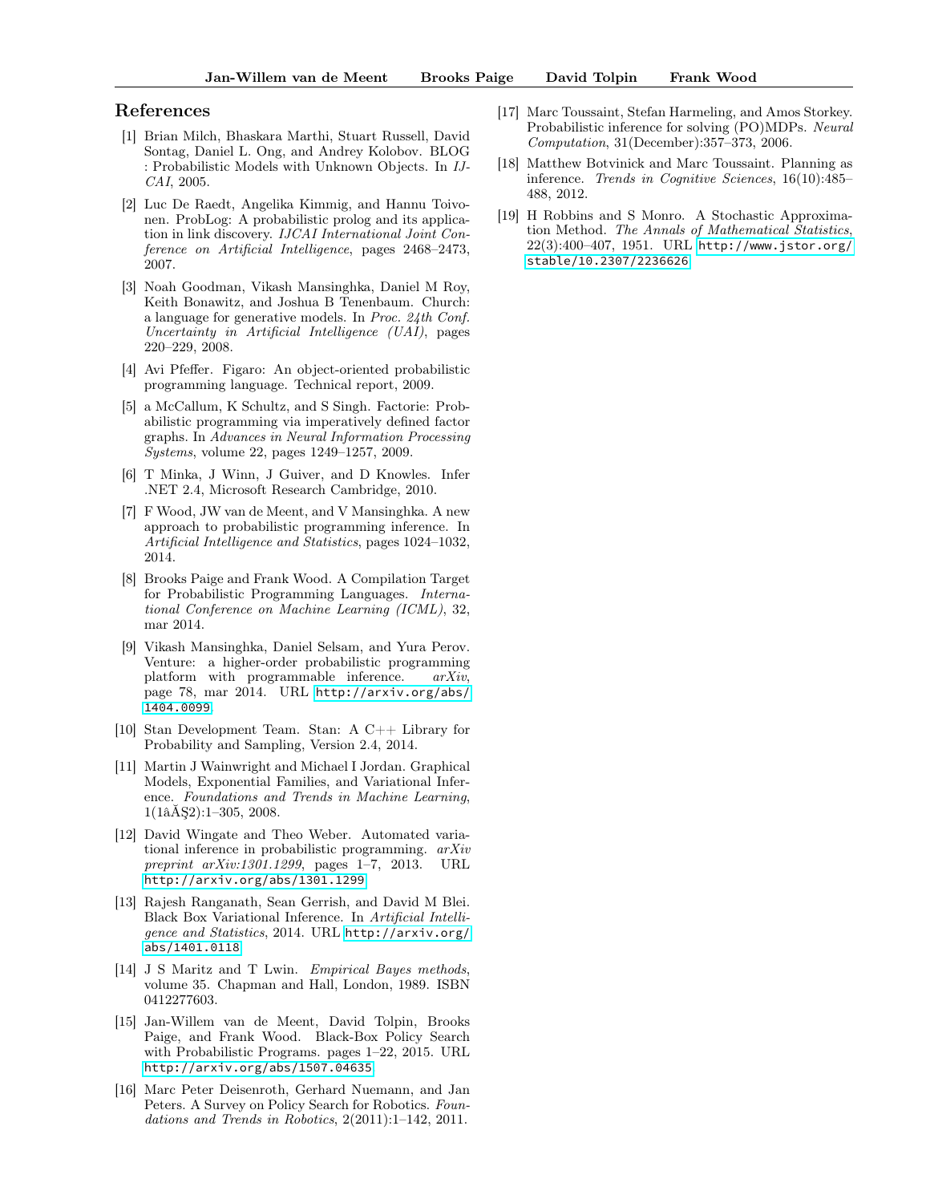## References

[1] Brian Milch, Bhaskara Marthi, Stuart Russell, David Sontag, Daniel L. Ong, and Andrey Kolobov. BLOG : Probabilistic Models with Unknown Objects. In *IJCAI*, 2005.

[2] Luc De Raedt, Angelika Kimmig, and Hannu Toivonen. ProbLog: A probabilistic prolog and its application in link discovery. *IJCAI International Joint Conference on Artificial Intelligence*, pages 2468–2473, 2007.

[3] Noah Goodman, Vikash Mansinghka, Daniel M Roy, Keith Bonawitz, and Joshua B Tenenbaum. Church: a language for generative models. In *Proc. 24th Conf. Uncertainty in Artificial Intelligence (UAI)*, pages 220–229, 2008.

[4] Avi Pfeffer. Figaro: An object-oriented probabilistic programming language. Technical report, 2009.

[5] a McCallum, K Schultz, and S Singh. Factorie: Probabilistic programming via imperatively defined factor graphs. In *Advances in Neural Information Processing Systems*, volume 22, pages 1249–1257, 2009.

[6] T Minka, J Winn, J Guiver, and D Knowles. Infer .NET 2.4, Microsoft Research Cambridge, 2010.

[7] F Wood, JW van de Meent, and V Mansinghka. A new approach to probabilistic programming inference. In *Artificial Intelligence and Statistics*, pages 1024–1032, 2014.

[8] Brooks Paige and Frank Wood. A Compilation Target for Probabilistic Programming Languages. *International Conference on Machine Learning (ICML)*, 32, mar 2014.

[9] Vikash Mansinghka, Daniel Selsam, and Yura Perov. Venture: a higher-order probabilistic programming platform with programmable inference. *arXiv*, page 78, mar 2014. URL http://arxiv.org/abs/1404.0099.

[10] Stan Development Team. Stan: A C++ Library for Probability and Sampling, Version 2.4, 2014.

[11] Martin J Wainwright and Michael I Jordan. Graphical Models, Exponential Families, and Variational Inference. *Foundations and Trends in Machine Learning*, 1(1âĂŞ2):1–305, 2008.

[12] David Wingate and Theo Weber. Automated variational inference in probabilistic programming. *arXiv preprint arXiv:1301.1299*, pages 1–7, 2013. URL http://arxiv.org/abs/1301.1299.

[13] Rajesh Ranganath, Sean Gerrish, and David M Blei. Black Box Variational Inference. In *Artificial Intelligence and Statistics*, 2014. URL http://arxiv.org/abs/1401.0118.

[14] J S Maritz and T Lwin. *Empirical Bayes methods*, volume 35. Chapman and Hall, London, 1989. ISBN 0412277603.

[15] Jan-Willem van de Meent, David Tolpin, Brooks Paige, and Frank Wood. Black-Box Policy Search with Probabilistic Programs. pages 1–22, 2015. URL http://arxiv.org/abs/1507.04635.

[16] Marc Peter Deisenroth, Gerhard Nuemann, and Jan Peters. A Survey on Policy Search for Robotics. *Foundations and Trends in Robotics*, 2(2011):1–142, 2011.

[17] Marc Toussaint, Stefan Harmeling, and Amos Storkey. Probabilistic inference for solving (PO)MDPs. *Neural Computation*, 31(December):357–373, 2006.

[18] Matthew Botvinick and Marc Toussaint. Planning as inference. *Trends in Cognitive Sciences*, 16(10):485–488, 2012.

[19] H Robbins and S Monro. A Stochastic Approximation Method. *The Annals of Mathematical Statistics*, 22(3):400–407, 1951. URL http://www.jstor.org/stable/10.2307/2236626.